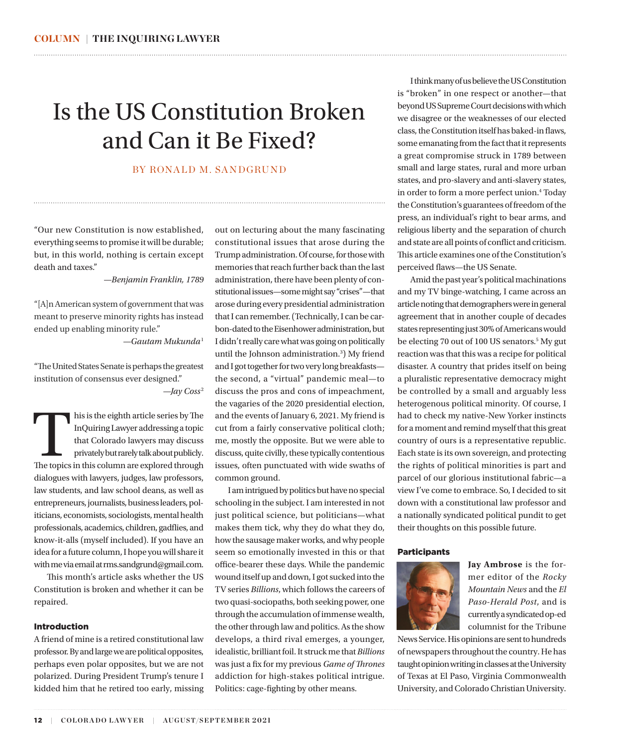# Is the US Constitution Broken and Can it Be Fixed?

BY RONALD M. SANDGRUND

"Our new Constitution is now established, everything seems to promise it will be durable; but, in this world, nothing is certain except death and taxes."

*—Benjamin Franklin, 1789*

"[A]n American system of government that was meant to preserve minority rights has instead ended up enabling minority rule."

*—Gautam Mukunda*[1]

"The United States Senate is perhaps the greatest institution of consensus ever designed."

*—Jay Coss*[2]

This is the eighth article series by The InQuiring Lawyer addressing a topic that Colorado lawyers may discuss privately but rarely talk about publicly. The topics in this column are explored through dialogues with lawyers, judges, law professors, law students, and law school deans, as well as entrepreneurs, journalists, business leaders, politicians, economists, sociologists, mental health professionals, academics, children, gadflies, and know-it-alls (myself included). If you have an idea for a future column, I hope you will share it with me via email at rms.sandgrund@gmail.com.

This month's article asks whether the US Constitution is broken and whether it can be repaired.

## Introduction

A friend of mine is a retired constitutional law professor. By and large we are political opposites, perhaps even polar opposites, but we are not polarized. During President Trump's tenure I kidded him that he retired too early, missing out on lecturing about the many fascinating constitutional issues that arose during the Trump administration. Of course, for those with memories that reach further back than the last administration, there have been plenty of constitutional issues—some might say "crises"—that arose during every presidential administration that I can remember. (Technically, I can be carbon-dated to the Eisenhower administration, but I didn't really care what was going on politically until the Johnson administration.[3]) My friend and I got together for two very long breakfasts—the second, a "virtual" pandemic meal—to discuss the pros and cons of impeachment, the vagaries of the 2020 presidential election, and the events of January 6, 2021. My friend is cut from a fairly conservative political cloth; me, mostly the opposite. But we were able to discuss, quite civilly, these typically contentious issues, often punctuated with wide swaths of common ground.

I am intrigued by politics but have no special schooling in the subject. I am interested in not just political science, but politicians—what makes them tick, why they do what they do, how the sausage maker works, and why people seem so emotionally invested in this or that office-bearer these days. While the pandemic wound itself up and down, I got sucked into the TV series *Billions*, which follows the careers of two quasi-sociopaths, both seeking power, one through the accumulation of immense wealth, the other through law and politics. As the show develops, a third rival emerges, a younger, idealistic, brilliant foil. It struck me that *Billions* was just a fix for my previous *Game of Thrones* addiction for high-stakes political intrigue. Politics: cage-fighting by other means.

I think many of us believe the US Constitution is "broken" in one respect or another—that beyond US Supreme Court decisions with which we disagree or the weaknesses of our elected class, the Constitution itself has baked-in flaws, some emanating from the fact that it represents a great compromise struck in 1789 between small and large states, rural and more urban states, and pro-slavery and anti-slavery states, in order to form a more perfect union.[4] Today the Constitution's guarantees of freedom of the press, an individual's right to bear arms, and religious liberty and the separation of church and state are all points of conflict and criticism. This article examines one of the Constitution's perceived flaws—the US Senate.

Amid the past year's political machinations and my TV binge-watching, I came across an article noting that demographers were in general agreement that in another couple of decades states representing just 30% of Americans would be electing 70 out of 100 US senators.[5] My gut reaction was that this was a recipe for political disaster. A country that prides itself on being a pluralistic representative democracy might be controlled by a small and arguably less heterogenous political minority. Of course, I had to check my native-New Yorker instincts for a moment and remind myself that this great country of ours is a representative republic. Each state is its own sovereign, and protecting the rights of political minorities is part and parcel of our glorious institutional fabric—a view I've come to embrace. So, I decided to sit down with a constitutional law professor and a nationally syndicated political pundit to get their thoughts on this possible future.

## Participants

**Jay Ambrose** is the former editor of the *Rocky Mountain News* and the *El Paso-Herald Post*, and is currently a syndicated op-ed columnist for the Tribune News Service. His opinions are sent to hundreds of newspapers throughout the country. He has taught opinion writing in classes at the University of Texas at El Paso, Virginia Commonwealth University, and Colorado Christian University.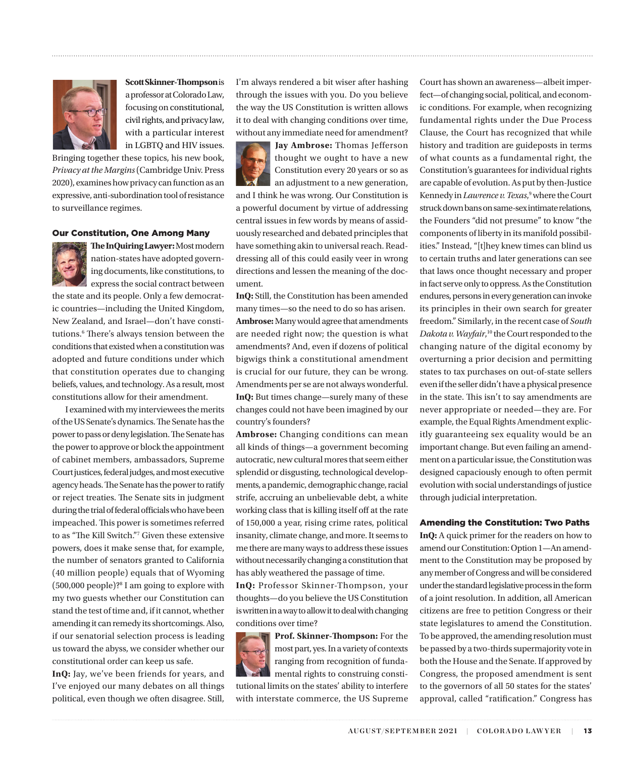**Scott Skinner-Thompson** is a professor at Colorado Law, focusing on constitutional, civil rights, and privacy law, with a particular interest in LGBTQ and HIV issues. Bringing together these topics, his new book, *Privacy at the Margins* (Cambridge Univ. Press 2020), examines how privacy can function as an expressive, anti-subordination tool of resistance to surveillance regimes.

## Our Constitution, One Among Many

**The InQuiring Lawyer:** Most modern nation-states have adopted governing documents, like constitutions, to express the social contract between the state and its people. Only a few democratic countries—including the United Kingdom, New Zealand, and Israel—don't have constitutions.[6] There's always tension between the conditions that existed when a constitution was adopted and future conditions under which that constitution operates due to changing beliefs, values, and technology. As a result, most constitutions allow for their amendment.

I examined with my interviewees the merits of the US Senate's dynamics. The Senate has the power to pass or deny legislation. The Senate has the power to approve or block the appointment of cabinet members, ambassadors, Supreme Court justices, federal judges, and most executive agency heads. The Senate has the power to ratify or reject treaties. The Senate sits in judgment during the trial of federal officials who have been impeached. This power is sometimes referred to as "The Kill Switch."[7] Given these extensive powers, does it make sense that, for example, the number of senators granted to California (40 million people) equals that of Wyoming (500,000 people)?[8] I am going to explore with my two guests whether our Constitution can stand the test of time and, if it cannot, whether amending it can remedy its shortcomings. Also, if our senatorial selection process is leading us toward the abyss, we consider whether our constitutional order can keep us safe.

**InQ:** Jay, we've been friends for years, and I've enjoyed our many debates on all things political, even though we often disagree. Still, I'm always rendered a bit wiser after hashing through the issues with you. Do you believe the way the US Constitution is written allows it to deal with changing conditions over time, without any immediate need for amendment?

**Jay Ambrose:** Thomas Jefferson thought we ought to have a new Constitution every 20 years or so as an adjustment to a new generation, and I think he was wrong. Our Constitution is a powerful document by virtue of addressing central issues in few words by means of assiduously researched and debated principles that have something akin to universal reach. Readdressing all of this could easily veer in wrong directions and lessen the meaning of the document.

**InQ:** Still, the Constitution has been amended many times—so the need to do so has arisen.

**Ambrose:** Many would agree that amendments are needed right now; the question is what amendments? And, even if dozens of political bigwigs think a constitutional amendment is crucial for our future, they can be wrong. Amendments per se are not always wonderful.

**InQ:** But times change—surely many of these changes could not have been imagined by our country's founders?

**Ambrose:** Changing conditions can mean all kinds of things—a government becoming autocratic, new cultural mores that seem either splendid or disgusting, technological developments, a pandemic, demographic change, racial strife, accruing an unbelievable debt, a white working class that is killing itself off at the rate of 150,000 a year, rising crime rates, political insanity, climate change, and more. It seems to me there are many ways to address these issues without necessarily changing a constitution that has ably weathered the passage of time.

**InQ:** Professor Skinner-Thompson, your thoughts—do you believe the US Constitution is written in a way to allow it to deal with changing conditions over time?

**Prof. Skinner-Thompson:** For the most part, yes. In a variety of contexts ranging from recognition of fundamental rights to construing constitutional limits on the states' ability to interfere with interstate commerce, the US Supreme Court has shown an awareness—albeit imperfect—of changing social, political, and economic conditions. For example, when recognizing fundamental rights under the Due Process Clause, the Court has recognized that while history and tradition are guideposts in terms of what counts as a fundamental right, the Constitution's guarantees for individual rights are capable of evolution. As put by then-Justice Kennedy in *Lawrence v. Texas*,[9] where the Court struck down bans on same-sex intimate relations, the Founders "did not presume" to know "the components of liberty in its manifold possibilities." Instead, "[t]hey knew times can blind us to certain truths and later generations can see that laws once thought necessary and proper in fact serve only to oppress. As the Constitution endures, persons in every generation can invoke its principles in their own search for greater freedom." Similarly, in the recent case of *South Dakota v. Wayfair*,[10] the Court responded to the changing nature of the digital economy by overturning a prior decision and permitting states to tax purchases on out-of-state sellers even if the seller didn't have a physical presence in the state. This isn't to say amendments are never appropriate or needed—they are. For example, the Equal Rights Amendment explicitly guaranteeing sex equality would be an important change. But even failing an amendment on a particular issue, the Constitution was designed capaciously enough to often permit evolution with social understandings of justice through judicial interpretation.

## Amending the Constitution: Two Paths

**InQ:** A quick primer for the readers on how to amend our Constitution: Option 1—An amendment to the Constitution may be proposed by any member of Congress and will be considered under the standard legislative process in the form of a joint resolution. In addition, all American citizens are free to petition Congress or their state legislatures to amend the Constitution. To be approved, the amending resolution must be passed by a two-thirds supermajority vote in both the House and the Senate. If approved by Congress, the proposed amendment is sent to the governors of all 50 states for the states' approval, called "ratification." Congress has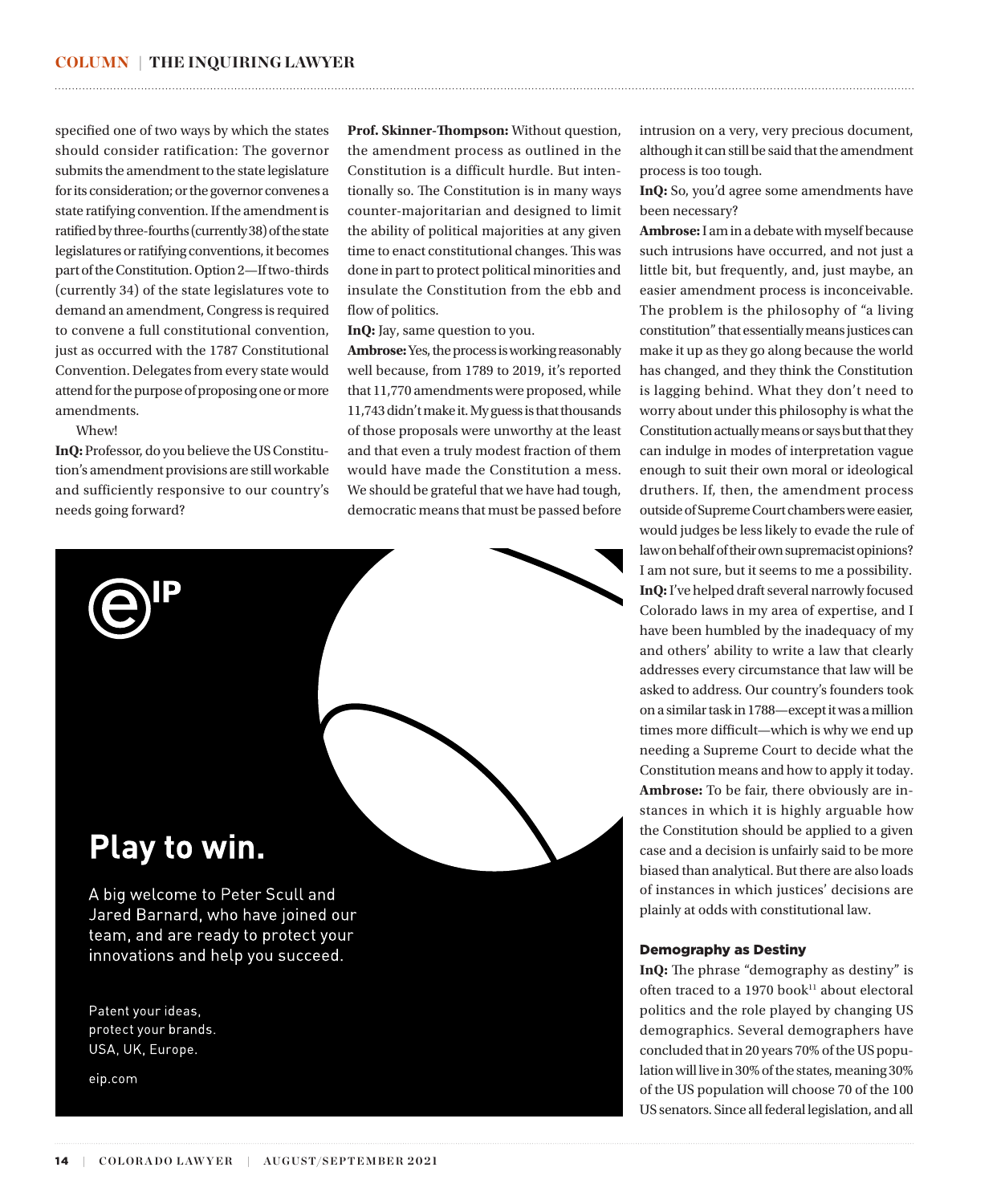specified one of two ways by which the states should consider ratification: The governor submits the amendment to the state legislature for its consideration; or the governor convenes a state ratifying convention. If the amendment is ratified by three-fourths (currently 38) of the state legislatures or ratifying conventions, it becomes part of the Constitution. Option 2—If two-thirds (currently 34) of the state legislatures vote to demand an amendment, Congress is required to convene a full constitutional convention, just as occurred with the 1787 Constitutional Convention. Delegates from every state would attend for the purpose of proposing one or more amendments.

Whew!

**InQ:** Professor, do you believe the US Constitution's amendment provisions are still workable and sufficiently responsive to our country's needs going forward?

**Prof. Skinner-Thompson:** Without question, the amendment process as outlined in the Constitution is a difficult hurdle. But intentionally so. The Constitution is in many ways counter-majoritarian and designed to limit the ability of political majorities at any given time to enact constitutional changes. This was done in part to protect political minorities and insulate the Constitution from the ebb and flow of politics.

**InQ:** Jay, same question to you.

**Ambrose:** Yes, the process is working reasonably well because, from 1789 to 2019, it's reported that 11,770 amendments were proposed, while 11,743 didn't make it. My guess is that thousands of those proposals were unworthy at the least and that even a truly modest fraction of them would have made the Constitution a mess. We should be grateful that we have had tough, democratic means that must be passed before intrusion on a very, very precious document, although it can still be said that the amendment process is too tough.

**InQ:** So, you'd agree some amendments have been necessary?

**Ambrose:** I am in a debate with myself because such intrusions have occurred, and not just a little bit, but frequently, and, just maybe, an easier amendment process is inconceivable. The problem is the philosophy of "a living constitution" that essentially means justices can make it up as they go along because the world has changed, and they think the Constitution is lagging behind. What they don't need to worry about under this philosophy is what the Constitution actually means or says but that they can indulge in modes of interpretation vague enough to suit their own moral or ideological druthers. If, then, the amendment process outside of Supreme Court chambers were easier, would judges be less likely to evade the rule of law on behalf of their own supremacist opinions? I am not sure, but it seems to me a possibility.

**InQ:** I've helped draft several narrowly focused Colorado laws in my area of expertise, and I have been humbled by the inadequacy of my and others' ability to write a law that clearly addresses every circumstance that law will be asked to address. Our country's founders took on a similar task in 1788—except it was a million times more difficult—which is why we end up needing a Supreme Court to decide what the Constitution means and how to apply it today.

**Ambrose:** To be fair, there obviously are instances in which it is highly arguable how the Constitution should be applied to a given case and a decision is unfairly said to be more biased than analytical. But there are also loads of instances in which justices' decisions are plainly at odds with constitutional law.

### Demography as Destiny

**InQ:** The phrase "demography as destiny" is often traced to a 1970 book[11] about electoral politics and the role played by changing US demographics. Several demographers have concluded that in 20 years 70% of the US population will live in 30% of the states, meaning 30% of the US population will choose 70 of the 100 US senators. Since all federal legislation, and all

**Play to win.**

A big welcome to Peter Scull and Jared Barnard, who have joined our team, and are ready to protect your innovations and help you succeed.

Patent your ideas,
protect your brands.
USA, UK, Europe.

eip.com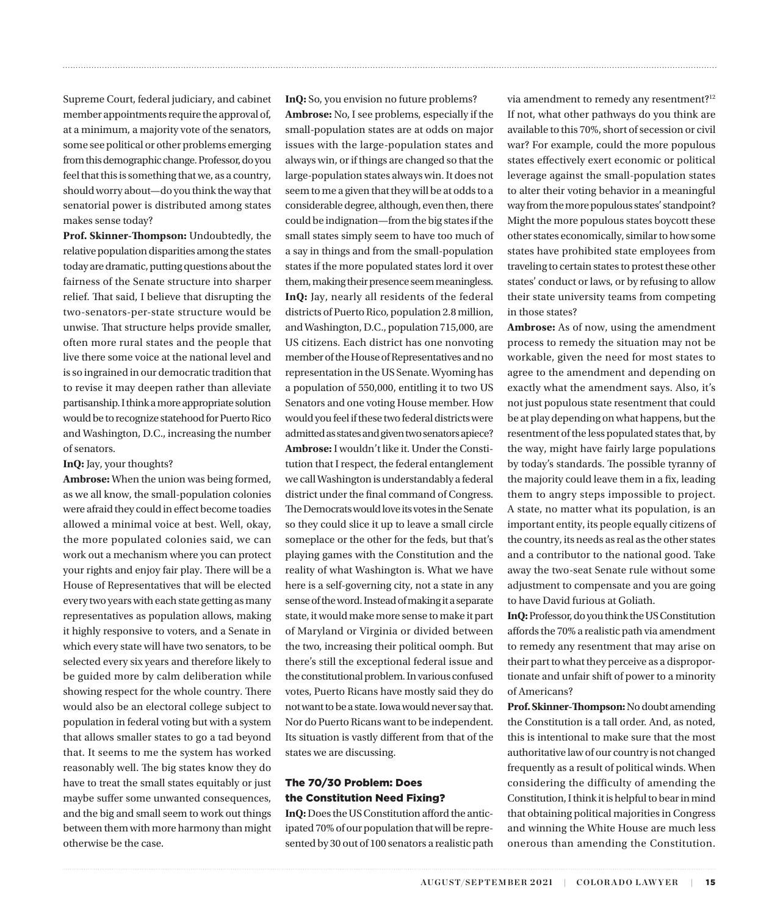Supreme Court, federal judiciary, and cabinet member appointments require the approval of, at a minimum, a majority vote of the senators, some see political or other problems emerging from this demographic change. Professor, do you feel that this is something that we, as a country, should worry about—do you think the way that senatorial power is distributed among states makes sense today?

**Prof. Skinner-Thompson:** Undoubtedly, the relative population disparities among the states today are dramatic, putting questions about the fairness of the Senate structure into sharper relief. That said, I believe that disrupting the two-senators-per-state structure would be unwise. That structure helps provide smaller, often more rural states and the people that live there some voice at the national level and is so ingrained in our democratic tradition that to revise it may deepen rather than alleviate partisanship. I think a more appropriate solution would be to recognize statehood for Puerto Rico and Washington, D.C., increasing the number of senators.

**InQ:** Jay, your thoughts?

**Ambrose:** When the union was being formed, as we all know, the small-population colonies were afraid they could in effect become toadies allowed a minimal voice at best. Well, okay, the more populated colonies said, we can work out a mechanism where you can protect your rights and enjoy fair play. There will be a House of Representatives that will be elected every two years with each state getting as many representatives as population allows, making it highly responsive to voters, and a Senate in which every state will have two senators, to be selected every six years and therefore likely to be guided more by calm deliberation while showing respect for the whole country. There would also be an electoral college subject to population in federal voting but with a system that allows smaller states to go a tad beyond that. It seems to me the system has worked reasonably well. The big states know they do have to treat the small states equitably or just maybe suffer some unwanted consequences, and the big and small seem to work out things between them with more harmony than might otherwise be the case.

**InQ:** So, you envision no future problems?

**Ambrose:** No, I see problems, especially if the small-population states are at odds on major issues with the large-population states and always win, or if things are changed so that the large-population states always win. It does not seem to me a given that they will be at odds to a considerable degree, although, even then, there could be indignation—from the big states if the small states simply seem to have too much of a say in things and from the small-population states if the more populated states lord it over them, making their presence seem meaningless.

**InQ:** Jay, nearly all residents of the federal districts of Puerto Rico, population 2.8 million, and Washington, D.C., population 715,000, are US citizens. Each district has one nonvoting member of the House of Representatives and no representation in the US Senate. Wyoming has a population of 550,000, entitling it to two US Senators and one voting House member. How would you feel if these two federal districts were admitted as states and given two senators apiece?

**Ambrose:** I wouldn't like it. Under the Constitution that I respect, the federal entanglement we call Washington is understandably a federal district under the final command of Congress. The Democrats would love its votes in the Senate so they could slice it up to leave a small circle someplace or the other for the feds, but that's playing games with the Constitution and the reality of what Washington is. What we have here is a self-governing city, not a state in any sense of the word. Instead of making it a separate state, it would make more sense to make it part of Maryland or Virginia or divided between the two, increasing their political oomph. But there's still the exceptional federal issue and the constitutional problem. In various confused votes, Puerto Ricans have mostly said they do not want to be a state. Iowa would never say that. Nor do Puerto Ricans want to be independent. Its situation is vastly different from that of the states we are discussing.

## The 70/30 Problem: Does the Constitution Need Fixing?

**InQ:** Does the US Constitution afford the anticipated 70% of our population that will be represented by 30 out of 100 senators a realistic path via amendment to remedy any resentment?[12] If not, what other pathways do you think are available to this 70%, short of secession or civil war? For example, could the more populous states effectively exert economic or political leverage against the small-population states to alter their voting behavior in a meaningful way from the more populous states' standpoint? Might the more populous states boycott these other states economically, similar to how some states have prohibited state employees from traveling to certain states to protest these other states' conduct or laws, or by refusing to allow their state university teams from competing in those states?

**Ambrose:** As of now, using the amendment process to remedy the situation may not be workable, given the need for most states to agree to the amendment and depending on exactly what the amendment says. Also, it's not just populous state resentment that could be at play depending on what happens, but the resentment of the less populated states that, by the way, might have fairly large populations by today's standards. The possible tyranny of the majority could leave them in a fix, leading them to angry steps impossible to project. A state, no matter what its population, is an important entity, its people equally citizens of the country, its needs as real as the other states and a contributor to the national good. Take away the two-seat Senate rule without some adjustment to compensate and you are going to have David furious at Goliath.

**InQ:** Professor, do you think the US Constitution affords the 70% a realistic path via amendment to remedy any resentment that may arise on their part to what they perceive as a disproportionate and unfair shift of power to a minority of Americans?

**Prof. Skinner-Thompson:** No doubt amending the Constitution is a tall order. And, as noted, this is intentional to make sure that the most authoritative law of our country is not changed frequently as a result of political winds. When considering the difficulty of amending the Constitution, I think it is helpful to bear in mind that obtaining political majorities in Congress and winning the White House are much less onerous than amending the Constitution.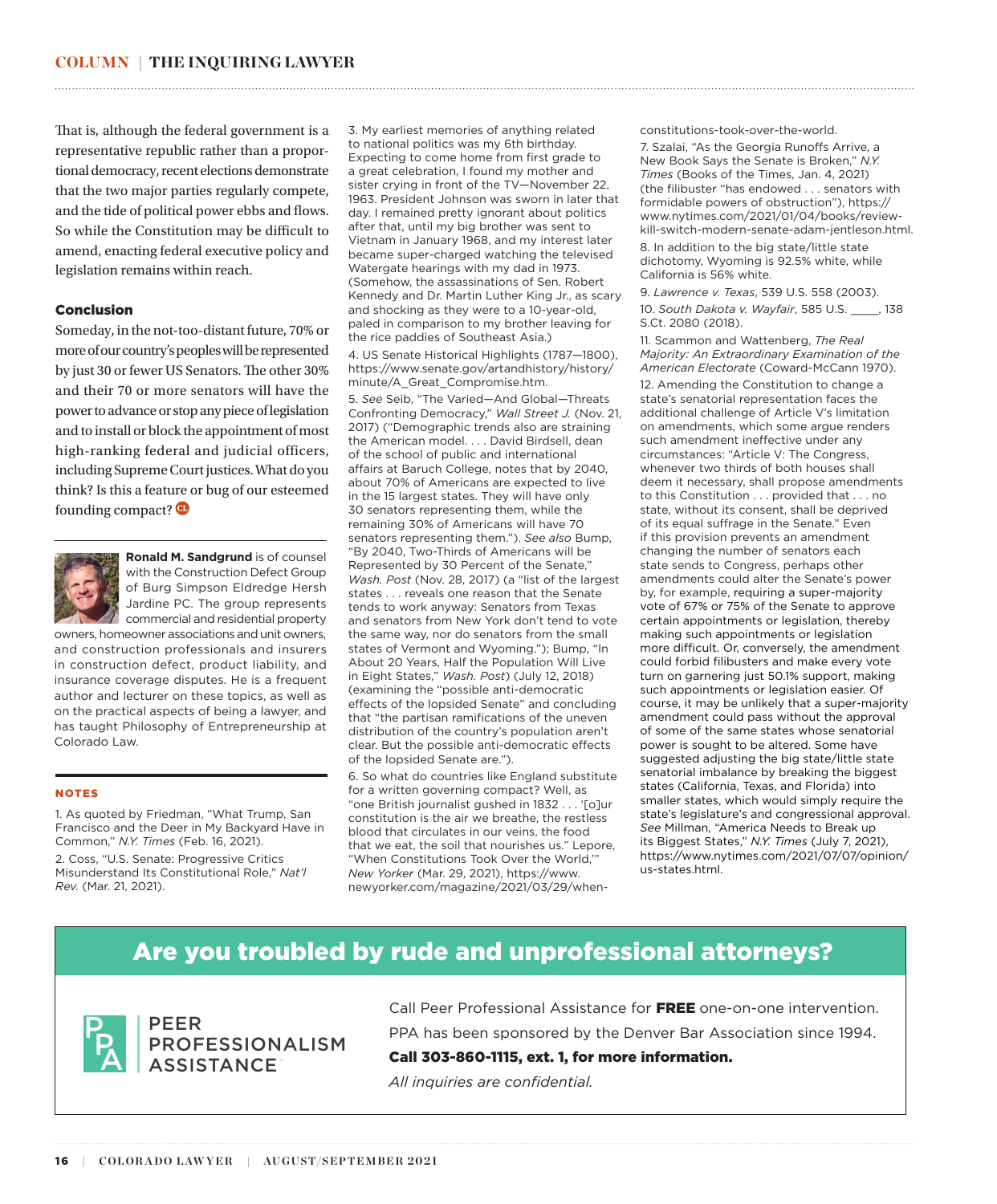That is, although the federal government is a representative republic rather than a proportional democracy, recent elections demonstrate that the two major parties regularly compete, and the tide of political power ebbs and flows. So while the Constitution may be difficult to amend, enacting federal executive policy and legislation remains within reach.

### Conclusion

Someday, in the not-too-distant future, 70% or more of our country's peoples will be represented by just 30 or fewer US Senators. The other 30% and their 70 or more senators will have the power to advance or stop any piece of legislation and to install or block the appointment of most high-ranking federal and judicial officers, including Supreme Court justices. What do you think? Is this a feature or bug of our esteemed founding compact?

**Ronald M. Sandgrund** is of counsel with the Construction Defect Group of Burg Simpson Eldredge Hersh Jardine PC. The group represents commercial and residential property owners, homeowner associations and unit owners, and construction professionals and insurers in construction defect, product liability, and insurance coverage disputes. He is a frequent author and lecturer on these topics, as well as on the practical aspects of being a lawyer, and has taught Philosophy of Entrepreneurship at Colorado Law.

### NOTES

1. As quoted by Friedman, "What Trump, San Francisco and the Deer in My Backyard Have in Common," *N.Y. Times* (Feb. 16, 2021).

2. Coss, "U.S. Senate: Progressive Critics Misunderstand Its Constitutional Role," *Nat'l Rev.* (Mar. 21, 2021).

3. My earliest memories of anything related to national politics was my 6th birthday. Expecting to come home from first grade to a great celebration, I found my mother and sister crying in front of the TV—November 22, 1963. President Johnson was sworn in later that day. I remained pretty ignorant about politics after that, until my big brother was sent to Vietnam in January 1968, and my interest later became super-charged watching the televised Watergate hearings with my dad in 1973. (Somehow, the assassinations of Sen. Robert Kennedy and Dr. Martin Luther King Jr., as scary and shocking as they were to a 10-year-old, paled in comparison to my brother leaving for the rice paddies of Southeast Asia.)

4. US Senate Historical Highlights (1787—1800), https://www.senate.gov/artandhistory/history/minute/A_Great_Compromise.htm.

5. *See* Seib, "The Varied—And Global—Threats Confronting Democracy," *Wall Street J.* (Nov. 21, 2017) ("Demographic trends also are straining the American model. . . . David Birdsell, dean of the school of public and international affairs at Baruch College, notes that by 2040, about 70% of Americans are expected to live in the 15 largest states. They will have only 30 senators representing them, while the remaining 30% of Americans will have 70 senators representing them."). *See also* Bump, "By 2040, Two-Thirds of Americans will be Represented by 30 Percent of the Senate," *Wash. Post* (Nov. 28, 2017) (a "list of the largest states . . . reveals one reason that the Senate tends to work anyway: Senators from Texas and senators from New York don't tend to vote the same way, nor do senators from the small states of Vermont and Wyoming."); Bump, "In About 20 Years, Half the Population Will Live in Eight States," *Wash. Post*) (July 12, 2018) (examining the "possible anti-democratic effects of the lopsided Senate" and concluding that "the partisan ramifications of the uneven distribution of the country's population aren't clear. But the possible anti-democratic effects of the lopsided Senate are.").

6. So what do countries like England substitute for a written governing compact? Well, as "one British journalist gushed in 1832 . . . '[o]ur constitution is the air we breathe, the restless blood that circulates in our veins, the food that we eat, the soil that nourishes us." Lepore, "When Constitutions Took Over the World,'" *New Yorker* (Mar. 29, 2021), https://www.newyorker.com/magazine/2021/03/29/when-constitutions-took-over-the-world.

7. Szalai, "As the Georgia Runoffs Arrive, a New Book Says the Senate is Broken," *N.Y. Times* (Books of the Times, Jan. 4, 2021) (the filibuster "has endowed . . . senators with formidable powers of obstruction"), https://www.nytimes.com/2021/01/04/books/review-kill-switch-modern-senate-adam-jentleson.html.

8. In addition to the big state/little state dichotomy, Wyoming is 92.5% white, while California is 56% white.

9. *Lawrence v. Texas*, 539 U.S. 558 (2003).

10. *South Dakota v. Wayfair*, 585 U.S. ____, 138 S.Ct. 2080 (2018).

11. Scammon and Wattenberg, *The Real Majority: An Extraordinary Examination of the American Electorate* (Coward-McCann 1970).

12. Amending the Constitution to change a state's senatorial representation faces the additional challenge of Article V's limitation on amendments, which some argue renders such amendment ineffective under any circumstances: "Article V: The Congress, whenever two thirds of both houses shall deem it necessary, shall propose amendments to this Constitution . . . provided that . . . no state, without its consent, shall be deprived of its equal suffrage in the Senate." Even if this provision prevents an amendment changing the number of senators each state sends to Congress, perhaps other amendments could alter the Senate's power by, for example, requiring a super-majority vote of 67% or 75% of the Senate to approve certain appointments or legislation, thereby making such appointments or legislation more difficult. Or, conversely, the amendment could forbid filibusters and make every vote turn on garnering just 50.1% support, making such appointments or legislation easier. Of course, it may be unlikely that a super-majority amendment could pass without the approval of some of the same states whose senatorial power is sought to be altered. Some have suggested adjusting the big state/little state senatorial imbalance by breaking the biggest states (California, Texas, and Florida) into smaller states, which would simply require the state's legislature's and congressional approval. *See* Millman, "America Needs to Break up its Biggest States," *N.Y. Times* (July 7, 2021), https://www.nytimes.com/2021/07/07/opinion/us-states.html.

## Are you troubled by rude and unprofessional attorneys?

PEER PROFESSIONALISM ASSISTANCE

Call Peer Professional Assistance for **FREE** one-on-one intervention.

PPA has been sponsored by the Denver Bar Association since 1994.

**Call 303-860-1115, ext. 1, for more information.**

*All inquiries are confidential.*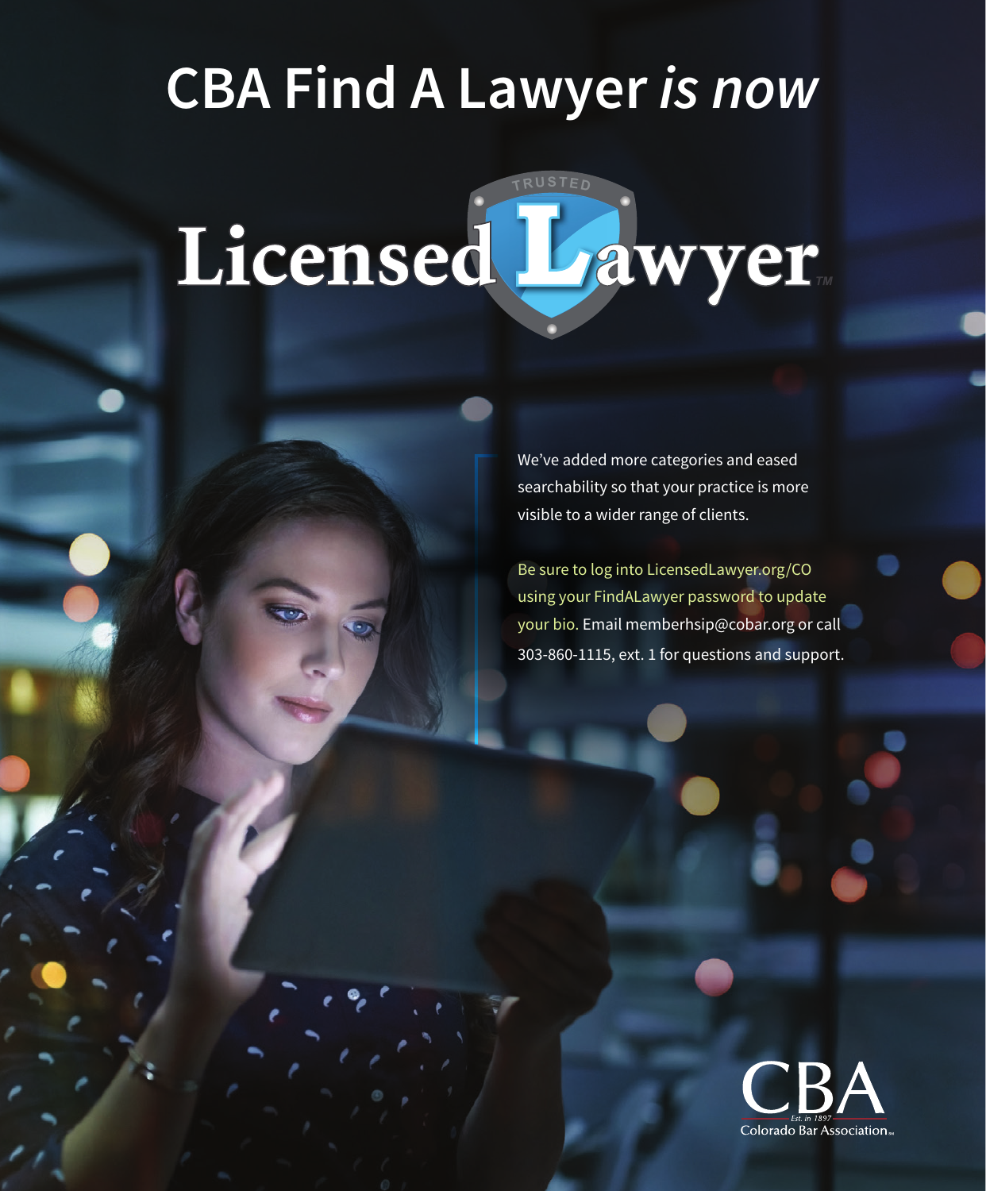# CBA Find A Lawyer *is now*

**Licensed Lawyer™**

TRUSTED

We've added more categories and eased searchability so that your practice is more visible to a wider range of clients.

Be sure to log into LicensedLawyer.org/CO using your FindALawyer password to update your bio. Email memberhsip@cobar.org or call 303-860-1115, ext. 1 for questions and support.

CBA
Est. in 1897
Colorado Bar Association